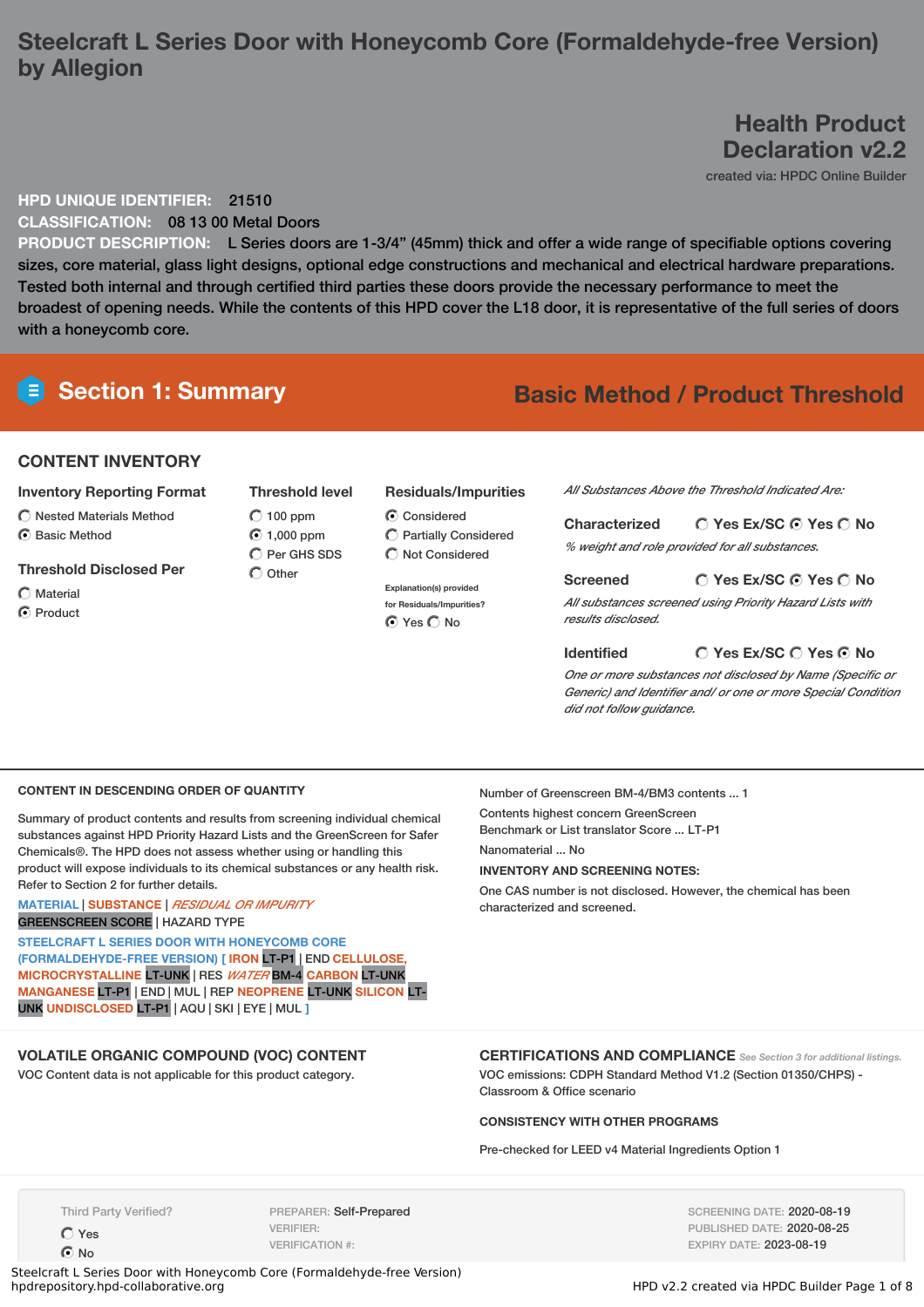# Steelcraft L Series Door with Honeycomb Core (Formaldehyde-free Version) by Allegion

## Health Product Declaration v2.2

created via: HPDC Online Builder

**HPD UNIQUE IDENTIFIER:** 21510

**CLASSIFICATION:** 08 13 00 Metal Doors

**PRODUCT DESCRIPTION:** L Series doors are 1-3/4" (45mm) thick and offer a wide range of specifiable options covering sizes, core material, glass light designs, optional edge constructions and mechanical and electrical hardware preparations. Tested both internal and through certified third parties these doors provide the necessary performance to meet the broadest of opening needs. While the contents of this HPD cover the L18 door, it is representative of the full series of doors with a honeycomb core.

## Section 1: Summary

**Basic Method / Product Threshold**

### CONTENT INVENTORY

**Inventory Reporting Format**

- ○ Nested Materials Method
- ● Basic Method

**Threshold Disclosed Per**

- ○ Material
- ● Product

**Threshold level**

- ○ 100 ppm
- ● 1,000 ppm
- ○ Per GHS SDS
- ○ Other

**Residuals/Impurities**

- ● Considered
- ○ Partially Considered
- ○ Not Considered

Explanation(s) provided for Residuals/Impurities?

● Yes ○ No

*All Substances Above the Threshold Indicated Are:*

**Characterized** ○ Yes Ex/SC ● Yes ○ No

*% weight and role provided for all substances.*

**Screened** ○ Yes Ex/SC ● Yes ○ No

*All substances screened using Priority Hazard Lists with results disclosed.*

**Identified** ○ Yes Ex/SC ○ Yes ● No

*One or more substances not disclosed by Name (Specific or Generic) and Identifier and/ or one or more Special Condition did not follow guidance.*

### CONTENT IN DESCENDING ORDER OF QUANTITY

Summary of product contents and results from screening individual chemical substances against HPD Priority Hazard Lists and the GreenScreen for Safer Chemicals®. The HPD does not assess whether using or handling this product will expose individuals to its chemical substances or any health risk. Refer to Section 2 for further details.

MATERIAL | SUBSTANCE | *RESIDUAL OR IMPURITY*
GREENSCREEN SCORE | HAZARD TYPE

STEELCRAFT L SERIES DOOR WITH HONEYCOMB CORE (FORMALDEHYDE-FREE VERSION) [ IRON LT-P1 | END CELLULOSE, MICROCRYSTALLINE LT-UNK | RES *WATER* BM-4 CARBON LT-UNK MANGANESE LT-P1 | END | MUL | REP NEOPRENE LT-UNK SILICON LT-UNK UNDISCLOSED LT-P1 | AQU | SKI | EYE | MUL ]

Number of Greenscreen BM-4/BM3 contents ... 1

Contents highest concern GreenScreen Benchmark or List translator Score ... LT-P1

Nanomaterial ... No

**INVENTORY AND SCREENING NOTES:**

One CAS number is not disclosed. However, the chemical has been characterized and screened.

### VOLATILE ORGANIC COMPOUND (VOC) CONTENT

VOC Content data is not applicable for this product category.

### CERTIFICATIONS AND COMPLIANCE

*See Section 3 for additional listings.*

VOC emissions: CDPH Standard Method V1.2 (Section 01350/CHPS) - Classroom & Office scenario

**CONSISTENCY WITH OTHER PROGRAMS**

Pre-checked for LEED v4 Material Ingredients Option 1

Third Party Verified?

- ○ Yes
- ● No

PREPARER: Self-Prepared
VERIFIER:
VERIFICATION #:

SCREENING DATE: 2020-08-19
PUBLISHED DATE: 2020-08-25
EXPIRY DATE: 2023-08-19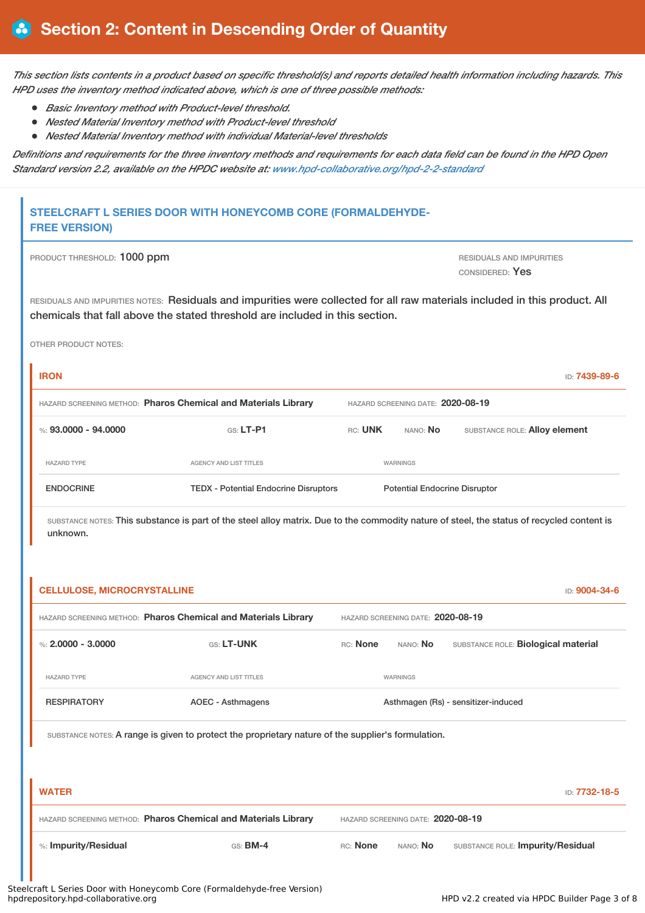# Section 2: Content in Descending Order of Quantity

*This section lists contents in a product based on specific threshold(s) and reports detailed health information including hazards. This HPD uses the inventory method indicated above, which is one of three possible methods:*

- *Basic Inventory method with Product-level threshold.*
- *Nested Material Inventory method with Product-level threshold*
- *Nested Material Inventory method with individual Material-level thresholds*

*Definitions and requirements for the three inventory methods and requirements for each data field can be found in the HPD Open Standard version 2.2, available on the HPDC website at: www.hpd-collaborative.org/hpd-2-2-standard*

## STEELCRAFT L SERIES DOOR WITH HONEYCOMB CORE (FORMALDEHYDE-FREE VERSION)

PRODUCT THRESHOLD: 1000 ppm

RESIDUALS AND IMPURITIES CONSIDERED: Yes

RESIDUALS AND IMPURITIES NOTES: Residuals and impurities were collected for all raw materials included in this product. All chemicals that fall above the stated threshold are included in this section.

OTHER PRODUCT NOTES:

### IRON

ID: 7439-89-6

HAZARD SCREENING METHOD: **Pharos Chemical and Materials Library** HAZARD SCREENING DATE: **2020-08-19**

%: **93.0000 - 94.0000** GS: **LT-P1** RC: **UNK** NANO: **No** SUBSTANCE ROLE: **Alloy element**

| HAZARD TYPE | AGENCY AND LIST TITLES | WARNINGS |
| --- | --- | --- |
| ENDOCRINE | TEDX - Potential Endocrine Disruptors | Potential Endocrine Disruptor |

SUBSTANCE NOTES: This substance is part of the steel alloy matrix. Due to the commodity nature of steel, the status of recycled content is unknown.

### CELLULOSE, MICROCRYSTALLINE

ID: 9004-34-6

HAZARD SCREENING METHOD: **Pharos Chemical and Materials Library** HAZARD SCREENING DATE: **2020-08-19**

%: **2.0000 - 3.0000** GS: **LT-UNK** RC: **None** NANO: **No** SUBSTANCE ROLE: **Biological material**

| HAZARD TYPE | AGENCY AND LIST TITLES | WARNINGS |
| --- | --- | --- |
| RESPIRATORY | AOEC - Asthmagens | Asthmagen (Rs) - sensitizer-induced |

SUBSTANCE NOTES: A range is given to protect the proprietary nature of the supplier's formulation.

### WATER

ID: 7732-18-5

HAZARD SCREENING METHOD: **Pharos Chemical and Materials Library** HAZARD SCREENING DATE: **2020-08-19**

%: **Impurity/Residual** GS: **BM-4** RC: **None** NANO: **No** SUBSTANCE ROLE: **Impurity/Residual**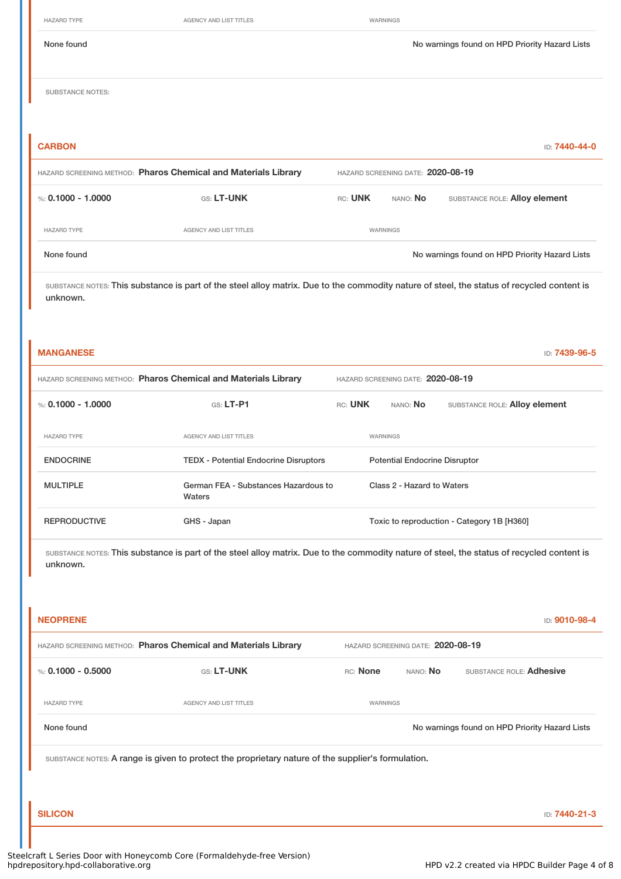| HAZARD TYPE | AGENCY AND LIST TITLES | WARNINGS |
| --- | --- | --- |
| None found | | No warnings found on HPD Priority Hazard Lists |

SUBSTANCE NOTES:

### CARBON

ID: **7440-44-0**

HAZARD SCREENING METHOD: **Pharos Chemical and Materials Library** HAZARD SCREENING DATE: **2020-08-19**

%: **0.1000 - 1.0000** GS: **LT-UNK** RC: **UNK** NANO: **No** SUBSTANCE ROLE: **Alloy element**

| HAZARD TYPE | AGENCY AND LIST TITLES | WARNINGS |
| --- | --- | --- |
| None found | | No warnings found on HPD Priority Hazard Lists |

SUBSTANCE NOTES: This substance is part of the steel alloy matrix. Due to the commodity nature of steel, the status of recycled content is unknown.

### MANGANESE

ID: **7439-96-5**

HAZARD SCREENING METHOD: **Pharos Chemical and Materials Library** HAZARD SCREENING DATE: **2020-08-19**

%: **0.1000 - 1.0000** GS: **LT-P1** RC: **UNK** NANO: **No** SUBSTANCE ROLE: **Alloy element**

| HAZARD TYPE | AGENCY AND LIST TITLES | WARNINGS |
| --- | --- | --- |
| ENDOCRINE | TEDX - Potential Endocrine Disruptors | Potential Endocrine Disruptor |
| MULTIPLE | German FEA - Substances Hazardous to Waters | Class 2 - Hazard to Waters |
| REPRODUCTIVE | GHS - Japan | Toxic to reproduction - Category 1B [H360] |

SUBSTANCE NOTES: This substance is part of the steel alloy matrix. Due to the commodity nature of steel, the status of recycled content is unknown.

### NEOPRENE

ID: **9010-98-4**

HAZARD SCREENING METHOD: **Pharos Chemical and Materials Library** HAZARD SCREENING DATE: **2020-08-19**

%: **0.1000 - 0.5000** GS: **LT-UNK** RC: **None** NANO: **No** SUBSTANCE ROLE: **Adhesive**

| HAZARD TYPE | AGENCY AND LIST TITLES | WARNINGS |
| --- | --- | --- |
| None found | | No warnings found on HPD Priority Hazard Lists |

SUBSTANCE NOTES: A range is given to protect the proprietary nature of the supplier's formulation.

### SILICON

ID: **7440-21-3**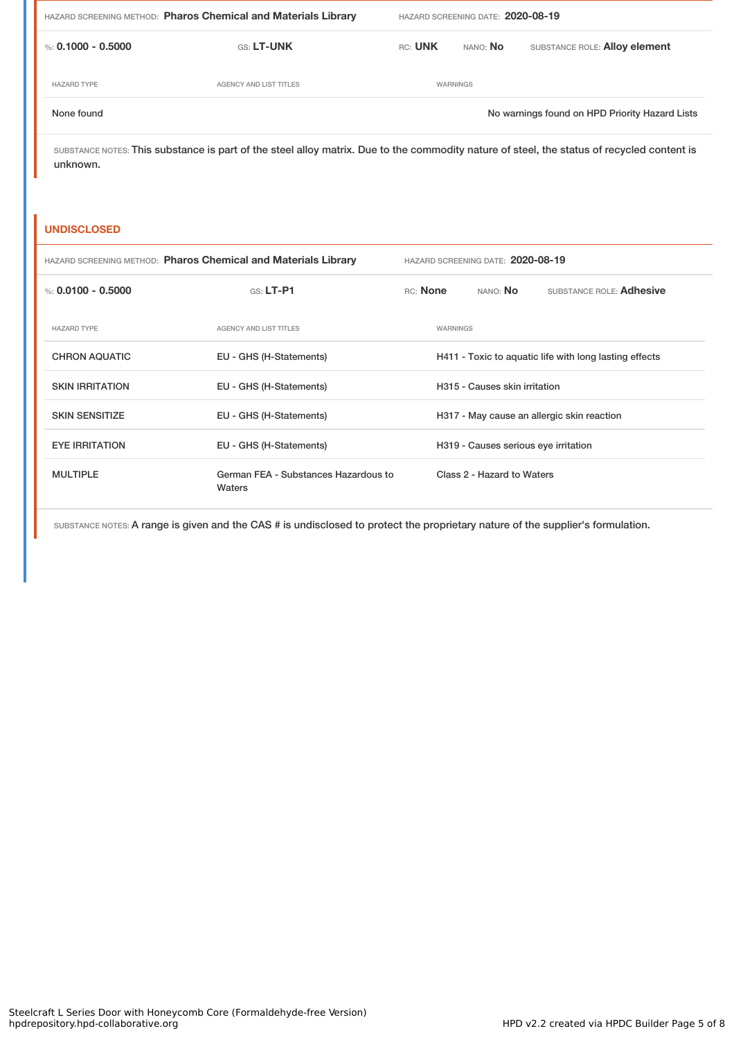HAZARD SCREENING METHOD: **Pharos Chemical and Materials Library** HAZARD SCREENING DATE: **2020-08-19**

%: **0.1000 - 0.5000** GS: **LT-UNK** RC: **UNK** NANO: **No** SUBSTANCE ROLE: **Alloy element**

| HAZARD TYPE | AGENCY AND LIST TITLES | WARNINGS |
|---|---|---|
| None found | | No warnings found on HPD Priority Hazard Lists |

SUBSTANCE NOTES: This substance is part of the steel alloy matrix. Due to the commodity nature of steel, the status of recycled content is unknown.

## UNDISCLOSED

HAZARD SCREENING METHOD: **Pharos Chemical and Materials Library** HAZARD SCREENING DATE: **2020-08-19**

%: **0.0100 - 0.5000** GS: **LT-P1** RC: **None** NANO: **No** SUBSTANCE ROLE: **Adhesive**

| HAZARD TYPE | AGENCY AND LIST TITLES | WARNINGS |
|---|---|---|
| CHRON AQUATIC | EU - GHS (H-Statements) | H411 - Toxic to aquatic life with long lasting effects |
| SKIN IRRITATION | EU - GHS (H-Statements) | H315 - Causes skin irritation |
| SKIN SENSITIZE | EU - GHS (H-Statements) | H317 - May cause an allergic skin reaction |
| EYE IRRITATION | EU - GHS (H-Statements) | H319 - Causes serious eye irritation |
| MULTIPLE | German FEA - Substances Hazardous to Waters | Class 2 - Hazard to Waters |

SUBSTANCE NOTES: A range is given and the CAS # is undisclosed to protect the proprietary nature of the supplier's formulation.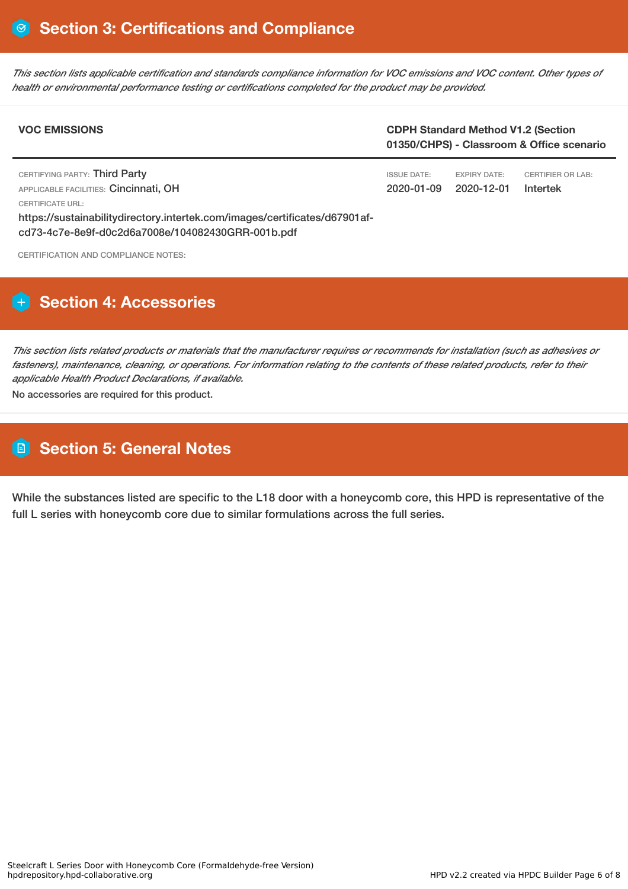## Section 3: Certifications and Compliance

*This section lists applicable certification and standards compliance information for VOC emissions and VOC content. Other types of health or environmental performance testing or certifications completed for the product may be provided.*

| **VOC EMISSIONS** | **CDPH Standard Method V1.2 (Section 01350/CHPS) - Classroom & Office scenario** | | |
|---|---|---|---|
| CERTIFYING PARTY: Third Party<br>APPLICABLE FACILITIES: Cincinnati, OH<br>CERTIFICATE URL:<br>https://sustainabilitydirectory.intertek.com/images/certificates/d67901af-cd73-4c7e-8e9f-d0c2d6a7008e/104082430GRR-001b.pdf | ISSUE DATE:<br>2020-01-09 | EXPIRY DATE:<br>2020-12-01 | CERTIFIER OR LAB:<br>Intertek |

CERTIFICATION AND COMPLIANCE NOTES:

## Section 4: Accessories

*This section lists related products or materials that the manufacturer requires or recommends for installation (such as adhesives or fasteners), maintenance, cleaning, or operations. For information relating to the contents of these related products, refer to their applicable Health Product Declarations, if available.*

No accessories are required for this product.

## Section 5: General Notes

While the substances listed are specific to the L18 door with a honeycomb core, this HPD is representative of the full L series with honeycomb core due to similar formulations across the full series.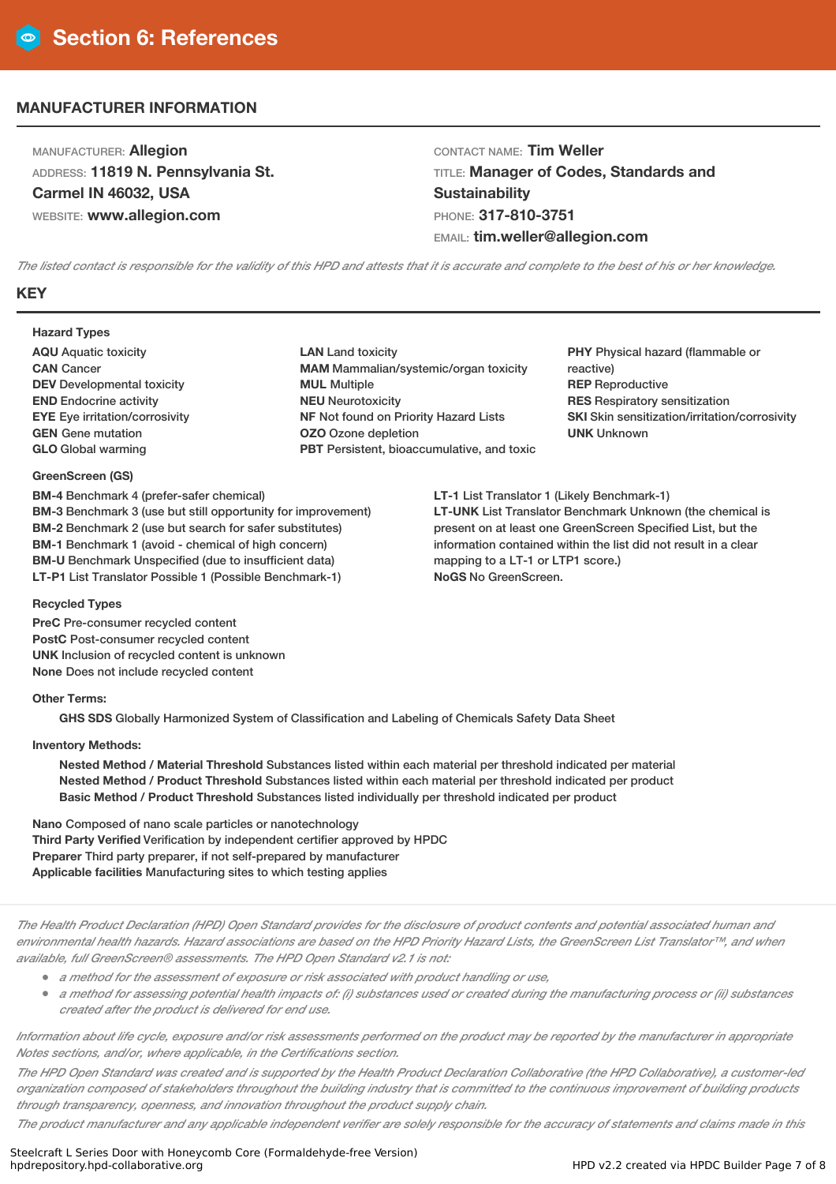# Section 6: References

## MANUFACTURER INFORMATION

MANUFACTURER: **Allegion**
ADDRESS: **11819 N. Pennsylvania St. Carmel IN 46032, USA**
WEBSITE: **www.allegion.com**

CONTACT NAME: **Tim Weller**
TITLE: **Manager of Codes, Standards and Sustainability**
PHONE: **317-810-3751**
EMAIL: **tim.weller@allegion.com**

*The listed contact is responsible for the validity of this HPD and attests that it is accurate and complete to the best of his or her knowledge.*

## KEY

**Hazard Types**

**AQU** Aquatic toxicity
**CAN** Cancer
**DEV** Developmental toxicity
**END** Endocrine activity
**EYE** Eye irritation/corrosivity
**GEN** Gene mutation
**GLO** Global warming
**LAN** Land toxicity
**MAM** Mammalian/systemic/organ toxicity
**MUL** Multiple
**NEU** Neurotoxicity
**NF** Not found on Priority Hazard Lists
**OZO** Ozone depletion
**PBT** Persistent, bioaccumulative, and toxic
**PHY** Physical hazard (flammable or reactive)
**REP** Reproductive
**RES** Respiratory sensitization
**SKI** Skin sensitization/irritation/corrosivity
**UNK** Unknown

**GreenScreen (GS)**

**BM-4** Benchmark 4 (prefer-safer chemical)
**BM-3** Benchmark 3 (use but still opportunity for improvement)
**BM-2** Benchmark 2 (use but search for safer substitutes)
**BM-1** Benchmark 1 (avoid - chemical of high concern)
**BM-U** Benchmark Unspecified (due to insufficient data)
**LT-P1** List Translator Possible 1 (Possible Benchmark-1)
**LT-1** List Translator 1 (Likely Benchmark-1)
**LT-UNK** List Translator Benchmark Unknown (the chemical is present on at least one GreenScreen Specified List, but the information contained within the list did not result in a clear mapping to a LT-1 or LTP1 score.)
**NoGS** No GreenScreen.

**Recycled Types**

**PreC** Pre-consumer recycled content
**PostC** Post-consumer recycled content
**UNK** Inclusion of recycled content is unknown
**None** Does not include recycled content

**Other Terms:**

**GHS SDS** Globally Harmonized System of Classification and Labeling of Chemicals Safety Data Sheet

**Inventory Methods:**

**Nested Method / Material Threshold** Substances listed within each material per threshold indicated per material
**Nested Method / Product Threshold** Substances listed within each material per threshold indicated per product
**Basic Method / Product Threshold** Substances listed individually per threshold indicated per product

**Nano** Composed of nano scale particles or nanotechnology
**Third Party Verified** Verification by independent certifier approved by HPDC
**Preparer** Third party preparer, if not self-prepared by manufacturer
**Applicable facilities** Manufacturing sites to which testing applies

*The Health Product Declaration (HPD) Open Standard provides for the disclosure of product contents and potential associated human and environmental health hazards. Hazard associations are based on the HPD Priority Hazard Lists, the GreenScreen List Translator™, and when available, full GreenScreen® assessments. The HPD Open Standard v2.1 is not:*

- *a method for the assessment of exposure or risk associated with product handling or use,*
- *a method for assessing potential health impacts of: (i) substances used or created during the manufacturing process or (ii) substances created after the product is delivered for end use.*

*Information about life cycle, exposure and/or risk assessments performed on the product may be reported by the manufacturer in appropriate Notes sections, and/or, where applicable, in the Certifications section.*

*The HPD Open Standard was created and is supported by the Health Product Declaration Collaborative (the HPD Collaborative), a customer-led organization composed of stakeholders throughout the building industry that is committed to the continuous improvement of building products through transparency, openness, and innovation throughout the product supply chain.*

*The product manufacturer and any applicable independent verifier are solely responsible for the accuracy of statements and claims made in this*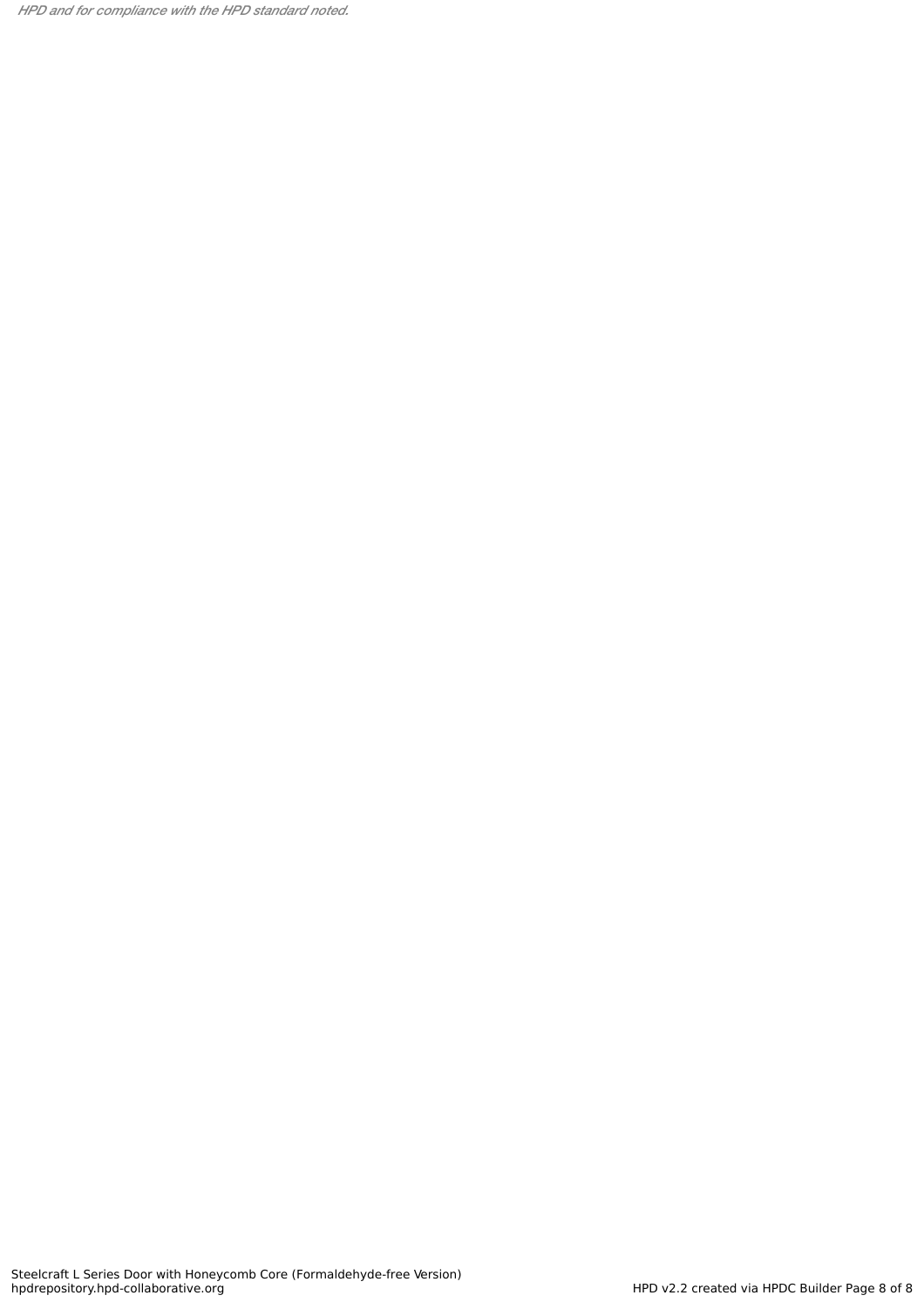*HPD and for compliance with the HPD standard noted.*